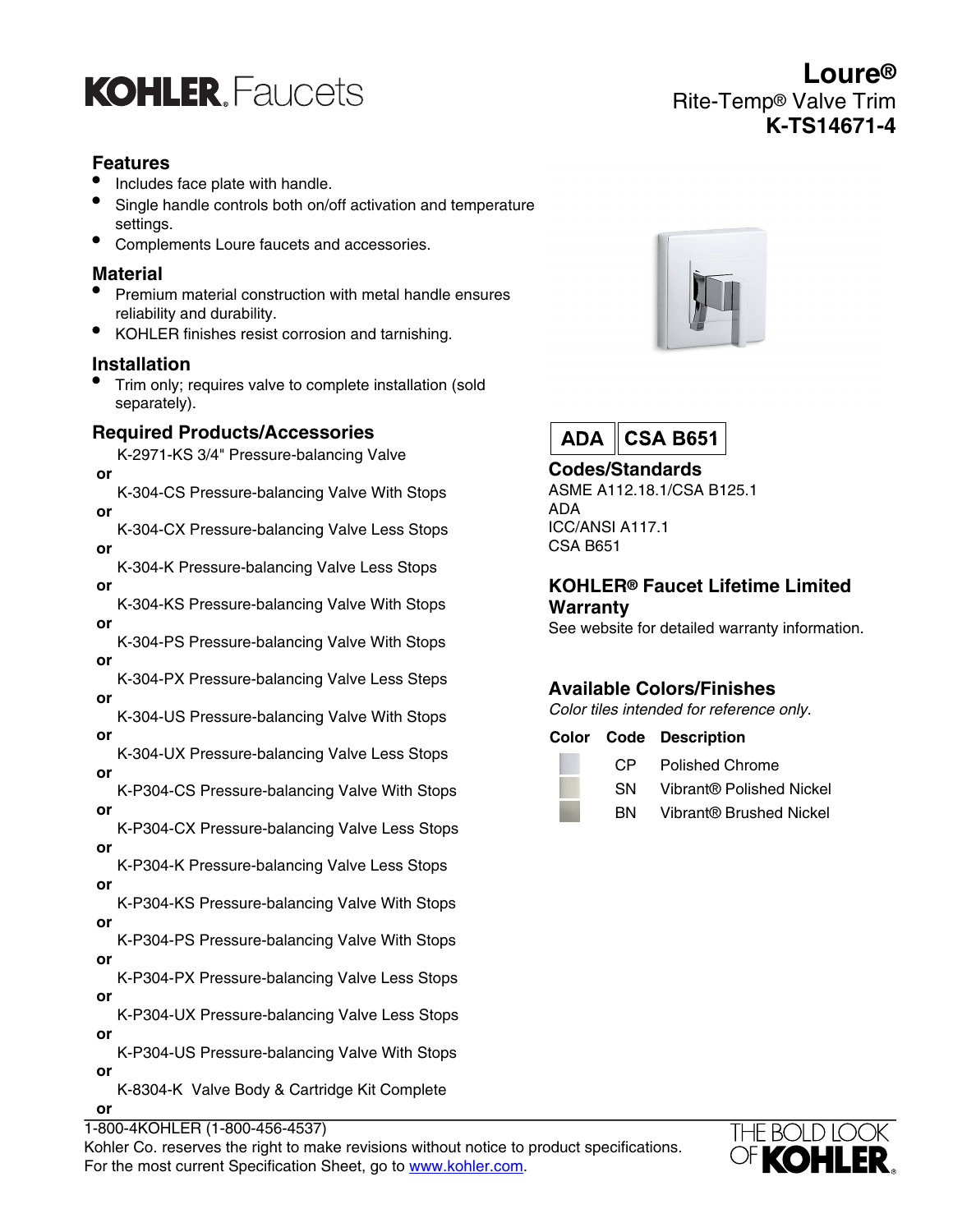# KOHLER Faucets

## Loure®
### Rite-Temp® Valve Trim
### K-TS14671-4

## Features

- Includes face plate with handle.
- Single handle controls both on/off activation and temperature settings.
- Complements Loure faucets and accessories.

## Material

- Premium material construction with metal handle ensures reliability and durability.
- KOHLER finishes resist corrosion and tarnishing.

## Installation

- Trim only; requires valve to complete installation (sold separately).

## Required Products/Accessories

K-2971-KS 3/4" Pressure-balancing Valve
**or**
K-304-CS Pressure-balancing Valve With Stops
**or**
K-304-CX Pressure-balancing Valve Less Stops
**or**
K-304-K Pressure-balancing Valve Less Stops
**or**
K-304-KS Pressure-balancing Valve With Stops
**or**
K-304-PS Pressure-balancing Valve With Stops
**or**
K-304-PX Pressure-balancing Valve Less Steps
**or**
K-304-US Pressure-balancing Valve With Stops
**or**
K-304-UX Pressure-balancing Valve Less Stops
**or**
K-P304-CS Pressure-balancing Valve With Stops
**or**
K-P304-CX Pressure-balancing Valve Less Stops
**or**
K-P304-K Pressure-balancing Valve Less Stops
**or**
K-P304-KS Pressure-balancing Valve With Stops
**or**
K-P304-PS Pressure-balancing Valve With Stops
**or**
K-P304-PX Pressure-balancing Valve Less Stops
**or**
K-P304-UX Pressure-balancing Valve Less Stops
**or**
K-P304-US Pressure-balancing Valve With Stops
**or**
K-8304-K Valve Body & Cartridge Kit Complete
**or**

**ADA** | **CSA B651**

## Codes/Standards

ASME A112.18.1/CSA B125.1
ADA
ICC/ANSI A117.1
CSA B651

## KOHLER® Faucet Lifetime Limited Warranty

See website for detailed warranty information.

## Available Colors/Finishes

*Color tiles intended for reference only.*

| Color | Code | Description |
|---|---|---|
| | CP | Polished Chrome |
| | SN | Vibrant® Polished Nickel |
| | BN | Vibrant® Brushed Nickel |

1-800-4KOHLER (1-800-456-4537)
Kohler Co. reserves the right to make revisions without notice to product specifications.
For the most current Specification Sheet, go to www.kohler.com.

THE BOLD LOOK OF KOHLER.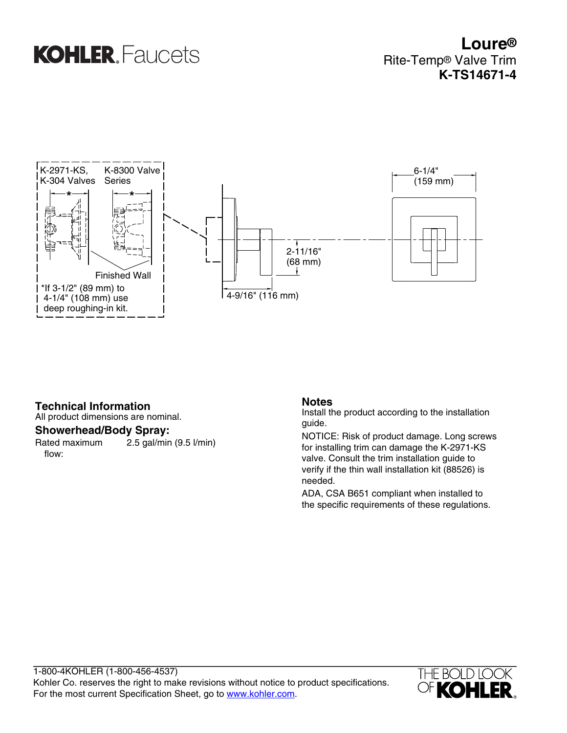**KOHLER** Faucets

# Loure®

Rite-Temp® Valve Trim

**K-TS14671-4**

K-2971-KS, K-304 Valves

K-8300 Valve Series

Finished Wall

*If 3-1/2" (89 mm) to 4-1/4" (108 mm) use deep roughing-in kit.

2-11/16" (68 mm)

4-9/16" (116 mm)

6-1/4" (159 mm)

## Technical Information

All product dimensions are nominal.

### Showerhead/Body Spray:

| | |
|---|---|
| Rated maximum flow: | 2.5 gal/min (9.5 l/min) |

## Notes

Install the product according to the installation guide.

NOTICE: Risk of product damage. Long screws for installing trim can damage the K-2971-KS valve. Consult the trim installation guide to verify if the thin wall installation kit (88526) is needed.

ADA, CSA B651 compliant when installed to the specific requirements of these regulations.

1-800-4KOHLER (1-800-456-4537)

Kohler Co. reserves the right to make revisions without notice to product specifications.

For the most current Specification Sheet, go to www.kohler.com.

THE BOLD LOOK OF KOHLER.